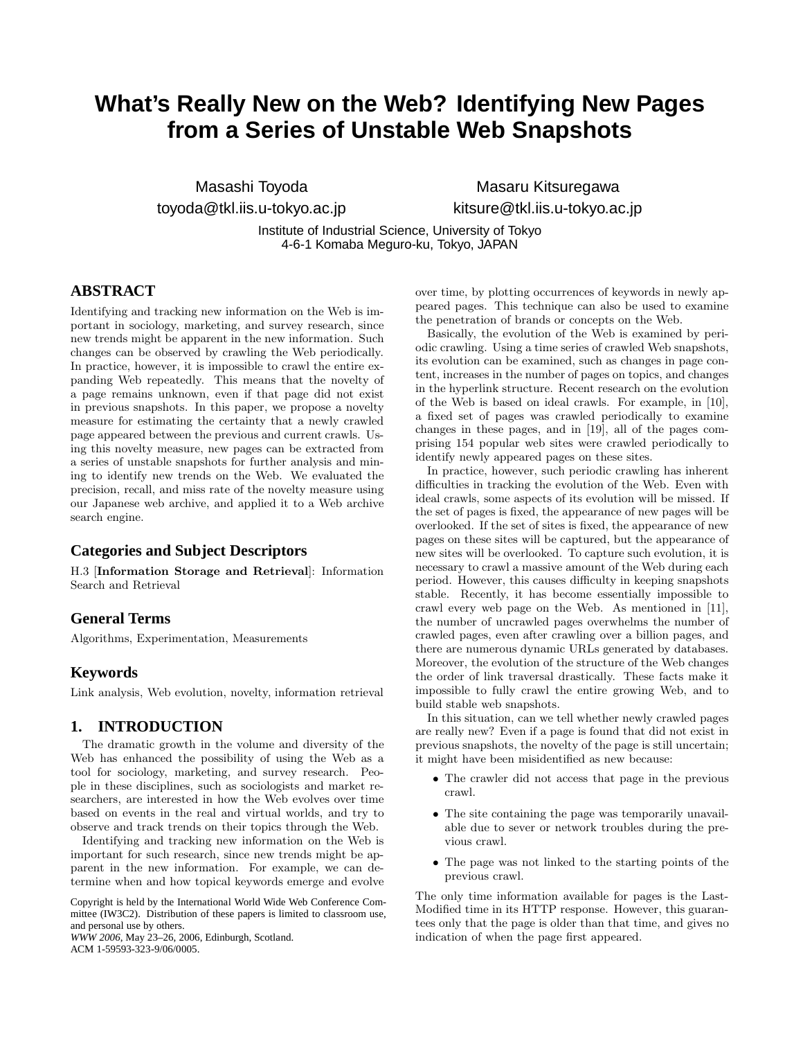# What's Really New on the Web? Identifying New Pages from a Series of Unstable Web Snapshots

Masashi Toyoda
toyoda@tkl.iis.u-tokyo.ac.jp

Masaru Kitsuregawa
kitsure@tkl.iis.u-tokyo.ac.jp

Institute of Industrial Science, University of Tokyo
4-6-1 Komaba Meguro-ku, Tokyo, JAPAN

## ABSTRACT

Identifying and tracking new information on the Web is important in sociology, marketing, and survey research, since new trends might be apparent in the new information. Such changes can be observed by crawling the Web periodically. In practice, however, it is impossible to crawl the entire expanding Web repeatedly. This means that the novelty of a page remains unknown, even if that page did not exist in previous snapshots. In this paper, we propose a novelty measure for estimating the certainty that a newly crawled page appeared between the previous and current crawls. Using this novelty measure, new pages can be extracted from a series of unstable snapshots for further analysis and mining to identify new trends on the Web. We evaluated the precision, recall, and miss rate of the novelty measure using our Japanese web archive, and applied it to a Web archive search engine.

## Categories and Subject Descriptors

H.3 [**Information Storage and Retrieval**]: Information Search and Retrieval

## General Terms

Algorithms, Experimentation, Measurements

## Keywords

Link analysis, Web evolution, novelty, information retrieval

## 1. INTRODUCTION

The dramatic growth in the volume and diversity of the Web has enhanced the possibility of using the Web as a tool for sociology, marketing, and survey research. People in these disciplines, such as sociologists and market researchers, are interested in how the Web evolves over time based on events in the real and virtual worlds, and try to observe and track trends on their topics through the Web.

Identifying and tracking new information on the Web is important for such research, since new trends might be apparent in the new information. For example, we can determine when and how topical keywords emerge and evolve over time, by plotting occurrences of keywords in newly appeared pages. This technique can also be used to examine the penetration of brands or concepts on the Web.

Basically, the evolution of the Web is examined by periodic crawling. Using a time series of crawled Web snapshots, its evolution can be examined, such as changes in page content, increases in the number of pages on topics, and changes in the hyperlink structure. Recent research on the evolution of the Web is based on ideal crawls. For example, in [10], a fixed set of pages was crawled periodically to examine changes in these pages, and in [19], all of the pages comprising 154 popular web sites were crawled periodically to identify newly appeared pages on these sites.

In practice, however, such periodic crawling has inherent difficulties in tracking the evolution of the Web. Even with ideal crawls, some aspects of its evolution will be missed. If the set of pages is fixed, the appearance of new pages will be overlooked. If the set of sites is fixed, the appearance of new pages on these sites will be captured, but the appearance of new sites will be overlooked. To capture such evolution, it is necessary to crawl a massive amount of the Web during each period. However, this causes difficulty in keeping snapshots stable. Recently, it has become essentially impossible to crawl every web page on the Web. As mentioned in [11], the number of uncrawled pages overwhelms the number of crawled pages, even after crawling over a billion pages, and there are numerous dynamic URLs generated by databases. Moreover, the evolution of the structure of the Web changes the order of link traversal drastically. These facts make it impossible to fully crawl the entire growing Web, and to build stable web snapshots.

In this situation, can we tell whether newly crawled pages are really new? Even if a page is found that did not exist in previous snapshots, the novelty of the page is still uncertain; it might have been misidentified as new because:

- The crawler did not access that page in the previous crawl.
- The site containing the page was temporarily unavailable due to sever or network troubles during the previous crawl.
- The page was not linked to the starting points of the previous crawl.

The only time information available for pages is the Last-Modified time in its HTTP response. However, this guarantees only that the page is older than that time, and gives no indication of when the page first appeared.

Copyright is held by the International World Wide Web Conference Committee (IW3C2). Distribution of these papers is limited to classroom use, and personal use by others.
*WWW 2006*, May 23–26, 2006, Edinburgh, Scotland.
ACM 1-59593-323-9/06/0005.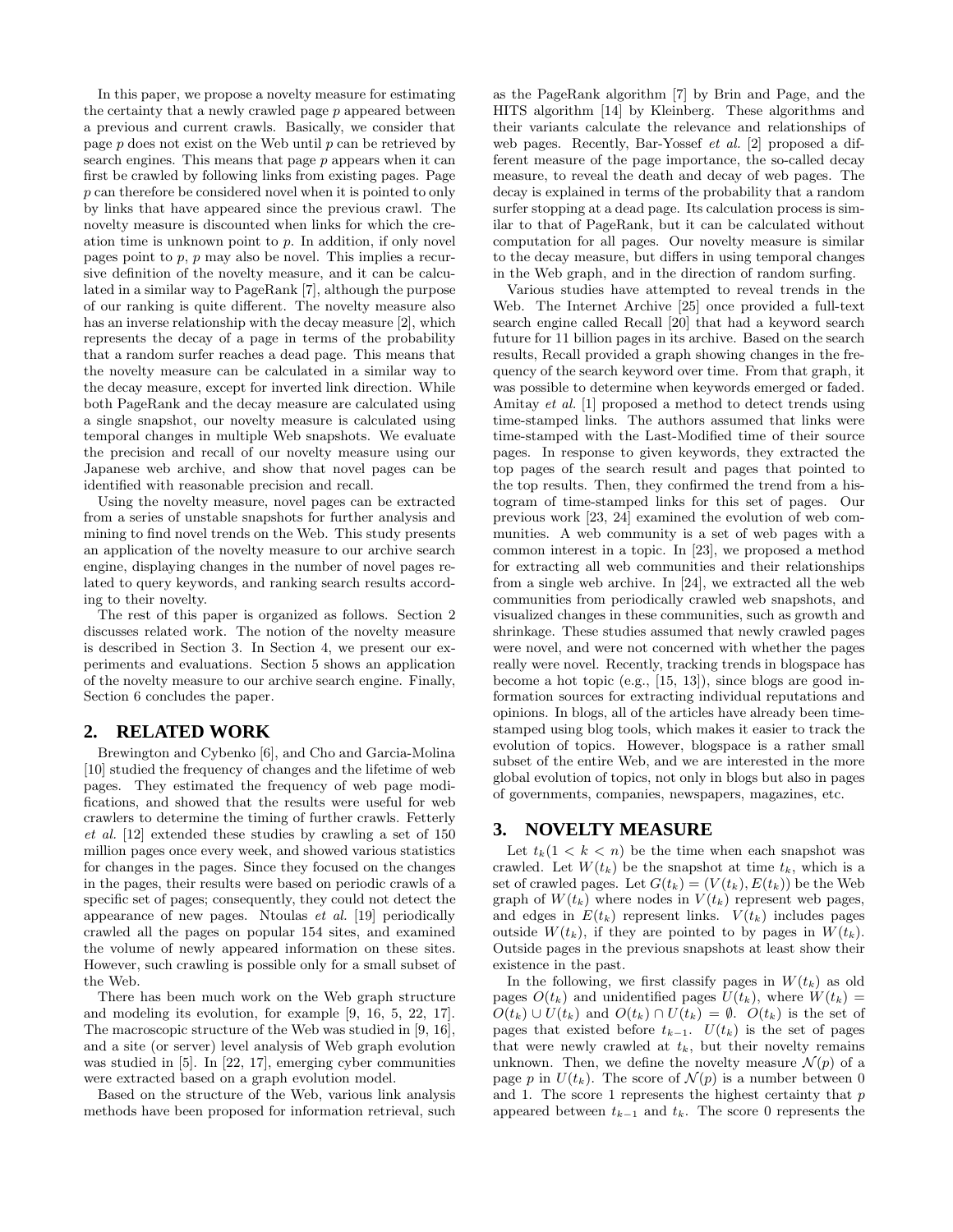In this paper, we propose a novelty measure for estimating the certainty that a newly crawled page $p$ appeared between a previous and current crawls. Basically, we consider that page $p$ does not exist on the Web until $p$ can be retrieved by search engines. This means that page $p$ appears when it can first be crawled by following links from existing pages. Page $p$ can therefore be considered novel when it is pointed to only by links that have appeared since the previous crawl. The novelty measure is discounted when links for which the creation time is unknown point to $p$. In addition, if only novel pages point to $p$, $p$ may also be novel. This implies a recursive definition of the novelty measure, and it can be calculated in a similar way to PageRank [7], although the purpose of our ranking is quite different. The novelty measure also has an inverse relationship with the decay measure [2], which represents the decay of a page in terms of the probability that a random surfer reaches a dead page. This means that the novelty measure can be calculated in a similar way to the decay measure, except for inverted link direction. While both PageRank and the decay measure are calculated using a single snapshot, our novelty measure is calculated using temporal changes in multiple Web snapshots. We evaluate the precision and recall of our novelty measure using our Japanese web archive, and show that novel pages can be identified with reasonable precision and recall.

Using the novelty measure, novel pages can be extracted from a series of unstable snapshots for further analysis and mining to find novel trends on the Web. This study presents an application of the novelty measure to our archive search engine, displaying changes in the number of novel pages related to query keywords, and ranking search results according to their novelty.

The rest of this paper is organized as follows. Section 2 discusses related work. The notion of the novelty measure is described in Section 3. In Section 4, we present our experiments and evaluations. Section 5 shows an application of the novelty measure to our archive search engine. Finally, Section 6 concludes the paper.

## 2. RELATED WORK

Brewington and Cybenko [6], and Cho and Garcia-Molina [10] studied the frequency of changes and the lifetime of web pages. They estimated the frequency of web page modifications, and showed that the results were useful for web crawlers to determine the timing of further crawls. Fetterly *et al.* [12] extended these studies by crawling a set of 150 million pages once every week, and showed various statistics for changes in the pages. Since they focused on the changes in the pages, their results were based on periodic crawls of a specific set of pages; consequently, they could not detect the appearance of new pages. Ntoulas *et al.* [19] periodically crawled all the pages on popular 154 sites, and examined the volume of newly appeared information on these sites. However, such crawling is possible only for a small subset of the Web.

There has been much work on the Web graph structure and modeling its evolution, for example [9, 16, 5, 22, 17]. The macroscopic structure of the Web was studied in [9, 16], and a site (or server) level analysis of Web graph evolution was studied in [5]. In [22, 17], emerging cyber communities were extracted based on a graph evolution model.

Based on the structure of the Web, various link analysis methods have been proposed for information retrieval, such as the PageRank algorithm [7] by Brin and Page, and the HITS algorithm [14] by Kleinberg. These algorithms and their variants calculate the relevance and relationships of web pages. Recently, Bar-Yossef *et al.* [2] proposed a different measure of the page importance, the so-called decay measure, to reveal the death and decay of web pages. The decay is explained in terms of the probability that a random surfer stopping at a dead page. Its calculation process is similar to that of PageRank, but it can be calculated without computation for all pages. Our novelty measure is similar to the decay measure, but differs in using temporal changes in the Web graph, and in the direction of random surfing.

Various studies have attempted to reveal trends in the Web. The Internet Archive [25] once provided a full-text search engine called Recall [20] that had a keyword search future for 11 billion pages in its archive. Based on the search results, Recall provided a graph showing changes in the frequency of the search keyword over time. From that graph, it was possible to determine when keywords emerged or faded. Amitay *et al.* [1] proposed a method to detect trends using time-stamped links. The authors assumed that links were time-stamped with the Last-Modified time of their source pages. In response to given keywords, they extracted the top pages of the search result and pages that pointed to the top results. Then, they confirmed the trend from a histogram of time-stamped links for this set of pages. Our previous work [23, 24] examined the evolution of web communities. A web community is a set of web pages with a common interest in a topic. In [23], we proposed a method for extracting all web communities and their relationships from a single web archive. In [24], we extracted all the web communities from periodically crawled web snapshots, and visualized changes in these communities, such as growth and shrinkage. These studies assumed that newly crawled pages were novel, and were not concerned with whether the pages really were novel. Recently, tracking trends in blogspace has become a hot topic (e.g., [15, 13]), since blogs are good information sources for extracting individual reputations and opinions. In blogs, all of the articles have already been time-stamped using blog tools, which makes it easier to track the evolution of topics. However, blogspace is a rather small subset of the entire Web, and we are interested in the more global evolution of topics, not only in blogs but also in pages of governments, companies, newspapers, magazines, etc.

## 3. NOVELTY MEASURE

Let $t_k (1 < k < n)$ be the time when each snapshot was crawled. Let $W(t_k)$ be the snapshot at time $t_k$, which is a set of crawled pages. Let $G(t_k) = (V(t_k), E(t_k))$ be the Web graph of $W(t_k)$ where nodes in $V(t_k)$ represent web pages, and edges in $E(t_k)$ represent links. $V(t_k)$ includes pages outside $W(t_k)$, if they are pointed to by pages in $W(t_k)$. Outside pages in the previous snapshots at least show their existence in the past.

In the following, we first classify pages in $W(t_k)$ as old pages $O(t_k)$ and unidentified pages $U(t_k)$, where $W(t_k) = O(t_k) \cup U(t_k)$ and $O(t_k) \cap U(t_k) = \emptyset$. $O(t_k)$ is the set of pages that existed before $t_{k-1}$. $U(t_k)$ is the set of pages that were newly crawled at $t_k$, but their novelty remains unknown. Then, we define the novelty measure $\mathcal{N}(p)$ of a page $p$ in $U(t_k)$. The score of $\mathcal{N}(p)$ is a number between 0 and 1. The score 1 represents the highest certainty that $p$ appeared between $t_{k-1}$ and $t_k$. The score 0 represents the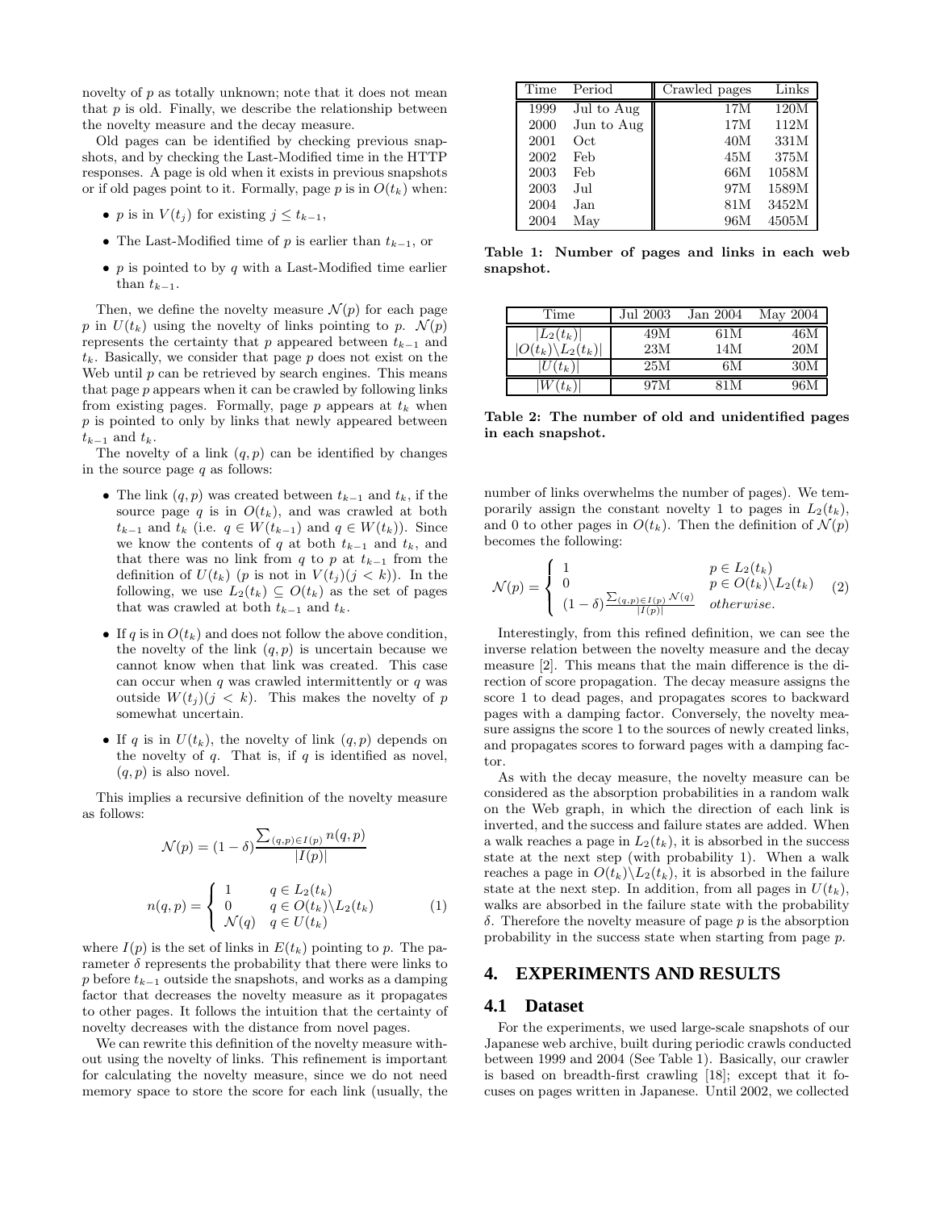novelty of $p$ as totally unknown; note that it does not mean that $p$ is old. Finally, we describe the relationship between the novelty measure and the decay measure.

Old pages can be identified by checking previous snapshots, and by checking the Last-Modified time in the HTTP responses. A page is old when it exists in previous snapshots or if old pages point to it. Formally, page $p$ is in $O(t_k)$ when:

- $p$ is in $V(t_j)$ for existing $j \leq t_{k-1}$,
- The Last-Modified time of $p$ is earlier than $t_{k-1}$, or
- $p$ is pointed to by $q$ with a Last-Modified time earlier than $t_{k-1}$.

Then, we define the novelty measure $\mathcal{N}(p)$ for each page $p$ in $U(t_k)$ using the novelty of links pointing to $p$. $\mathcal{N}(p)$ represents the certainty that $p$ appeared between $t_{k-1}$ and $t_k$. Basically, we consider that page $p$ does not exist on the Web until $p$ can be retrieved by search engines. This means that page $p$ appears when it can be crawled by following links from existing pages. Formally, page $p$ appears at $t_k$ when $p$ is pointed to only by links that newly appeared between $t_{k-1}$ and $t_k$.

The novelty of a link $(q, p)$ can be identified by changes in the source page $q$ as follows:

- The link $(q, p)$ was created between $t_{k-1}$ and $t_k$, if the source page $q$ is in $O(t_k)$, and was crawled at both $t_{k-1}$ and $t_k$ (i.e. $q \in W(t_{k-1})$ and $q \in W(t_k)$). Since we know the contents of $q$ at both $t_{k-1}$ and $t_k$, and that there was no link from $q$ to $p$ at $t_{k-1}$ from the definition of $U(t_k)$ ($p$ is not in $V(t_j)(j < k)$). In the following, we use $L_2(t_k) \subseteq O(t_k)$ as the set of pages that was crawled at both $t_{k-1}$ and $t_k$.
- If $q$ is in $O(t_k)$ and does not follow the above condition, the novelty of the link $(q, p)$ is uncertain because we cannot know when that link was created. This case can occur when $q$ was crawled intermittently or $q$ was outside $W(t_j)(j < k)$. This makes the novelty of $p$ somewhat uncertain.
- If $q$ is in $U(t_k)$, the novelty of link $(q, p)$ depends on the novelty of $q$. That is, if $q$ is identified as novel, $(q, p)$ is also novel.

This implies a recursive definition of the novelty measure as follows:

$$\mathcal{N}(p) = (1 - \delta) \frac{\sum_{(q,p) \in I(p)} n(q, p)}{|I(p)|}$$

$$n(q, p) = \begin{cases} 1 & q \in L_2(t_k) \\ 0 & q \in O(t_k) \backslash L_2(t_k) \\ \mathcal{N}(q) & q \in U(t_k) \end{cases} \quad (1)$$

where $I(p)$ is the set of links in $E(t_k)$ pointing to $p$. The parameter $\delta$ represents the probability that there were links to $p$ before $t_{k-1}$ outside the snapshots, and works as a damping factor that decreases the novelty measure as it propagates to other pages. It follows the intuition that the certainty of novelty decreases with the distance from novel pages.

We can rewrite this definition of the novelty measure without using the novelty of links. This refinement is important for calculating the novelty measure, since we do not need memory space to store the score for each link (usually, the number of links overwhelms the number of pages). We temporarily assign the constant novelty 1 to pages in $L_2(t_k)$, and 0 to other pages in $O(t_k)$. Then the definition of $\mathcal{N}(p)$ becomes the following:

$$\mathcal{N}(p) = \begin{cases} 1 & p \in L_2(t_k) \\ 0 & p \in O(t_k) \backslash L_2(t_k) \\ (1 - \delta) \frac{\sum_{(q,p) \in I(p)} \mathcal{N}(q)}{|I(p)|} & otherwise. \end{cases} \quad (2)$$

Interestingly, from this refined definition, we can see the inverse relation between the novelty measure and the decay measure [2]. This means that the main difference is the direction of score propagation. The decay measure assigns the score 1 to dead pages, and propagates scores to backward pages with a damping factor. Conversely, the novelty measure assigns the score 1 to the sources of newly created links, and propagates scores to forward pages with a damping factor.

As with the decay measure, the novelty measure can be considered as the absorption probabilities in a random walk on the Web graph, in which the direction of each link is inverted, and the success and failure states are added. When a walk reaches a page in $L_2(t_k)$, it is absorbed in the success state at the next step (with probability 1). When a walk reaches a page in $O(t_k) \backslash L_2(t_k)$, it is absorbed in the failure state at the next step. In addition, from all pages in $U(t_k)$, walks are absorbed in the failure state with the probability $\delta$. Therefore the novelty measure of page $p$ is the absorption probability in the success state when starting from page $p$.

| Time | Period | Crawled pages | Links |
|---|---|---|---|
| 1999 | Jul to Aug | 17M | 120M |
| 2000 | Jun to Aug | 17M | 112M |
| 2001 | Oct | 40M | 331M |
| 2002 | Feb | 45M | 375M |
| 2003 | Feb | 66M | 1058M |
| 2003 | Jul | 97M | 1589M |
| 2004 | Jan | 81M | 3452M |
| 2004 | May | 96M | 4505M |

**Table 1: Number of pages and links in each web snapshot.**

| Time | Jul 2003 | Jan 2004 | May 2004 |
|---|---|---|---|
| $\lvert L_2(t_k)\rvert$ | 49M | 61M | 46M |
| $\lvert O(t_k) \backslash L_2(t_k)\rvert$ | 23M | 14M | 20M |
| $\lvert U(t_k)\rvert$ | 25M | 6M | 30M |
| $\lvert W(t_k)\rvert$ | 97M | 81M | 96M |

**Table 2: The number of old and unidentified pages in each snapshot.**

## 4. EXPERIMENTS AND RESULTS

### 4.1 Dataset

For the experiments, we used large-scale snapshots of our Japanese web archive, built during periodic crawls conducted between 1999 and 2004 (See Table 1). Basically, our crawler is based on breadth-first crawling [18]; except that it focuses on pages written in Japanese. Until 2002, we collected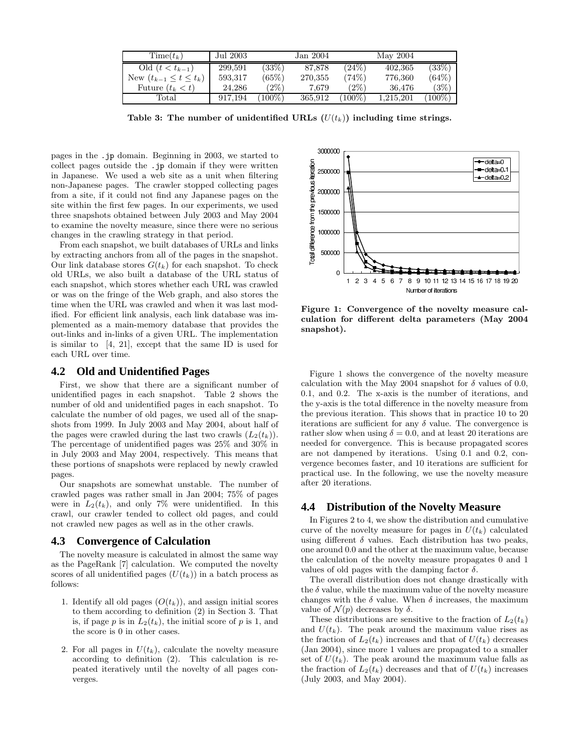| Time($t_k$) | Jul 2003 | | Jan 2004 | | May 2004 | |
|---|---|---|---|---|---|---|
| Old ($t < t_{k-1}$) | 299,591 | (33%) | 87,878 | (24%) | 402,365 | (33%) |
| New ($t_{k-1} \leq t \leq t_k$) | 593,317 | (65%) | 270,355 | (74%) | 776,360 | (64%) |
| Future ($t_k < t$) | 24,286 | (2%) | 7,679 | (2%) | 36,476 | (3%) |
| Total | 917,194 | (100%) | 365,912 | (100%) | 1,215,201 | (100%) |

**Table 3: The number of unidentified URLs ($U(t_k)$) including time strings.**

pages in the `.jp` domain. Beginning in 2003, we started to collect pages outside the `.jp` domain if they were written in Japanese. We used a web site as a unit when filtering non-Japanese pages. The crawler stopped collecting pages from a site, if it could not find any Japanese pages on the site within the first few pages. In our experiments, we used three snapshots obtained between July 2003 and May 2004 to examine the novelty measure, since there were no serious changes in the crawling strategy in that period.

From each snapshot, we built databases of URLs and links by extracting anchors from all of the pages in the snapshot. Our link database stores $G(t_k)$ for each snapshot. To check old URLs, we also built a database of the URL status of each snapshot, which stores whether each URL was crawled or was on the fringe of the Web graph, and also stores the time when the URL was crawled and when it was last modified. For efficient link analysis, each link database was implemented as a main-memory database that provides the out-links and in-links of a given URL. The implementation is similar to [4, 21], except that the same ID is used for each URL over time.

## 4.2 Old and Unidentified Pages

First, we show that there are a significant number of unidentified pages in each snapshot. Table 2 shows the number of old and unidentified pages in each snapshot. To calculate the number of old pages, we used all of the snapshots from 1999. In July 2003 and May 2004, about half of the pages were crawled during the last two crawls ($L_2(t_k)$). The percentage of unidentified pages was 25% and 30% in in July 2003 and May 2004, respectively. This means that these portions of snapshots were replaced by newly crawled pages.

Our snapshots are somewhat unstable. The number of crawled pages was rather small in Jan 2004; 75% of pages were in $L_2(t_k)$, and only 7% were unidentified. In this crawl, our crawler tended to collect old pages, and could not crawled new pages as well as in the other crawls.

## 4.3 Convergence of Calculation

The novelty measure is calculated in almost the same way as the PageRank [7] calculation. We computed the novelty scores of all unidentified pages ($U(t_k)$) in a batch process as follows:

1. Identify all old pages ($O(t_k)$), and assign initial scores to them according to definition (2) in Section 3. That is, if page $p$ is in $L_2(t_k)$, the initial score of $p$ is 1, and the score is 0 in other cases.

2. For all pages in $U(t_k)$, calculate the novelty measure according to definition (2). This calculation is repeated iteratively until the novelty of all pages converges.

**Figure 1: Convergence of the novelty measure calculation for different delta parameters (May 2004 snapshot).**

Figure 1 shows the convergence of the novelty measure calculation with the May 2004 snapshot for $\delta$ values of 0.0, 0.1, and 0.2. The x-axis is the number of iterations, and the y-axis is the total difference in the novelty measure from the previous iteration. This shows that in practice 10 to 20 iterations are sufficient for any $\delta$ value. The convergence is rather slow when using $\delta = 0.0$, and at least 20 iterations are needed for convergence. This is because propagated scores are not dampened by iterations. Using 0.1 and 0.2, convergence becomes faster, and 10 iterations are sufficient for practical use. In the following, we use the novelty measure after 20 iterations.

## 4.4 Distribution of the Novelty Measure

In Figures 2 to 4, we show the distribution and cumulative curve of the novelty measure for pages in $U(t_k)$ calculated using different $\delta$ values. Each distribution has two peaks, one around 0.0 and the other at the maximum value, because the calculation of the novelty measure propagates 0 and 1 values of old pages with the damping factor $\delta$.

The overall distribution does not change drastically with the $\delta$ value, while the maximum value of the novelty measure changes with the $\delta$ value. When $\delta$ increases, the maximum value of $\mathcal{N}(p)$ decreases by $\delta$.

These distributions are sensitive to the fraction of $L_2(t_k)$ and $U(t_k)$. The peak around the maximum value rises as the fraction of $L_2(t_k)$ increases and that of $U(t_k)$ decreases (Jan 2004), since more 1 values are propagated to a smaller set of $U(t_k)$. The peak around the maximum value falls as the fraction of $L_2(t_k)$ decreases and that of $U(t_k)$ increases (July 2003, and May 2004).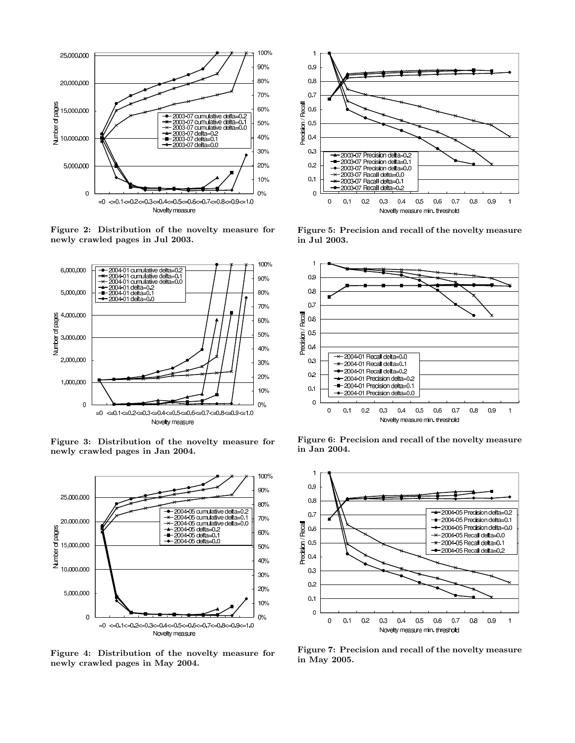Figure 2: Distribution of the novelty measure for newly crawled pages in Jul 2003.

Figure 3: Distribution of the novelty measure for newly crawled pages in Jan 2004.

Figure 4: Distribution of the novelty measure for newly crawled pages in May 2004.

Figure 5: Precision and recall of the novelty measure in Jul 2003.

Figure 6: Precision and recall of the novelty measure in Jan 2004.

Figure 7: Precision and recall of the novelty measure in May 2005.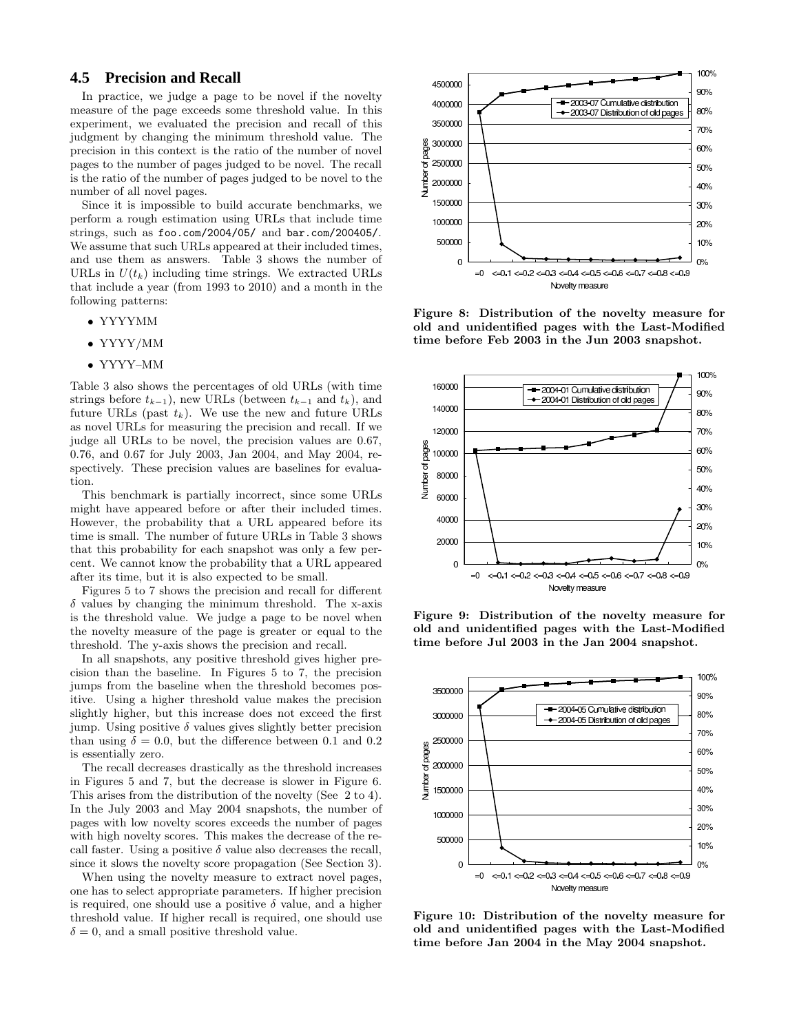## 4.5 Precision and Recall

In practice, we judge a page to be novel if the novelty measure of the page exceeds some threshold value. In this experiment, we evaluated the precision and recall of this judgment by changing the minimum threshold value. The precision in this context is the ratio of the number of novel pages to the number of pages judged to be novel. The recall is the ratio of the number of pages judged to be novel to the number of all novel pages.

Since it is impossible to build accurate benchmarks, we perform a rough estimation using URLs that include time strings, such as `foo.com/2004/05/` and `bar.com/200405/`. We assume that such URLs appeared at their included times, and use them as answers. Table 3 shows the number of URLs in $U(t_k)$ including time strings. We extracted URLs that include a year (from 1993 to 2010) and a month in the following patterns:

- YYYYMM
- YYYY/MM
- YYYY–MM

Table 3 also shows the percentages of old URLs (with time strings before $t_{k-1}$), new URLs (between $t_{k-1}$ and $t_k$), and future URLs (past $t_k$). We use the new and future URLs as novel URLs for measuring the precision and recall. If we judge all URLs to be novel, the precision values are 0.67, 0.76, and 0.67 for July 2003, Jan 2004, and May 2004, respectively. These precision values are baselines for evaluation.

This benchmark is partially incorrect, since some URLs might have appeared before or after their included times. However, the probability that a URL appeared before its time is small. The number of future URLs in Table 3 shows that this probability for each snapshot was only a few percent. We cannot know the probability that a URL appeared after its time, but it is also expected to be small.

Figures 5 to 7 shows the precision and recall for different $\delta$ values by changing the minimum threshold. The x-axis is the threshold value. We judge a page to be novel when the novelty measure of the page is greater or equal to the threshold. The y-axis shows the precision and recall.

In all snapshots, any positive threshold gives higher precision than the baseline. In Figures 5 to 7, the precision jumps from the baseline when the threshold becomes positive. Using a higher threshold value makes the precision slightly higher, but this increase does not exceed the first jump. Using positive $\delta$ values gives slightly better precision than using $\delta = 0.0$, but the difference between 0.1 and 0.2 is essentially zero.

The recall decreases drastically as the threshold increases in Figures 5 and 7, but the decrease is slower in Figure 6. This arises from the distribution of the novelty (See 2 to 4). In the July 2003 and May 2004 snapshots, the number of pages with low novelty scores exceeds the number of pages with high novelty scores. This makes the decrease of the recall faster. Using a positive $\delta$ value also decreases the recall, since it slows the novelty score propagation (See Section 3).

When using the novelty measure to extract novel pages, one has to select appropriate parameters. If higher precision is required, one should use a positive $\delta$ value, and a higher threshold value. If higher recall is required, one should use $\delta = 0$, and a small positive threshold value.

**Figure 8: Distribution of the novelty measure for old and unidentified pages with the Last-Modified time before Feb 2003 in the Jun 2003 snapshot.**

**Figure 9: Distribution of the novelty measure for old and unidentified pages with the Last-Modified time before Jul 2003 in the Jan 2004 snapshot.**

**Figure 10: Distribution of the novelty measure for old and unidentified pages with the Last-Modified time before Jan 2004 in the May 2004 snapshot.**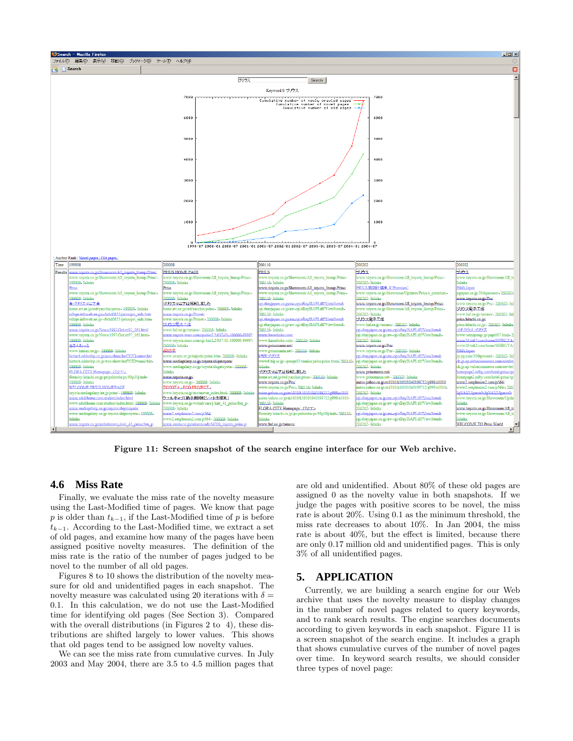Figure 11: Screen snapshot of the search engine interface for our Web archive.

### 4.6 Miss Rate

Finally, we evaluate the miss rate of the novelty measure using the Last-Modified time of pages. We know that page $p$ is older than $t_{k-1}$, if the Last-Modified time of $p$ is before $t_{k-1}$. According to the Last-Modified time, we extract a set of old pages, and examine how many of the pages have been assigned positive novelty measures. The definition of the miss rate is the ratio of the number of pages judged to be novel to the number of all old pages.

Figures 8 to 10 shows the distribution of the novelty measure for old and unidentified pages in each snapshot. The novelty measure was calculated using 20 iterations with $\delta = 0.1$. In this calculation, we do not use the Last-Modified time for identifying old pages (See Section 3). Compared with the overall distributions (in Figures 2 to 4), these distributions are shifted largely to lower values. This shows that old pages tend to be assigned low novelty values.

We can see the miss rate from cumulative curves. In July 2003 and May 2004, there are 3.5 to 4.5 million pages that are old and unidentified. About 80% of these old pages are assigned 0 as the novelty value in both snapshots. If we judge the pages with positive scores to be novel, the miss rate is about 20%. Using 0.1 as the minimum threshold, the miss rate decreases to about 10%. In Jan 2004, the miss rate is about 40%, but the effect is limited, because there are only 0.17 million old and unidentified pages. This is only 3% of all unidentified pages.

## 5. APPLICATION

Currently, we are building a search engine for our Web archive that uses the novelty measure to display changes in the number of novel pages related to query keywords, and to rank search results. The engine searches documents according to given keywords in each snapshot. Figure 11 is a screen snapshot of the search engine. It includes a graph that shows cumulative curves of the number of novel pages over time. In keyword search results, we should consider three types of novel page: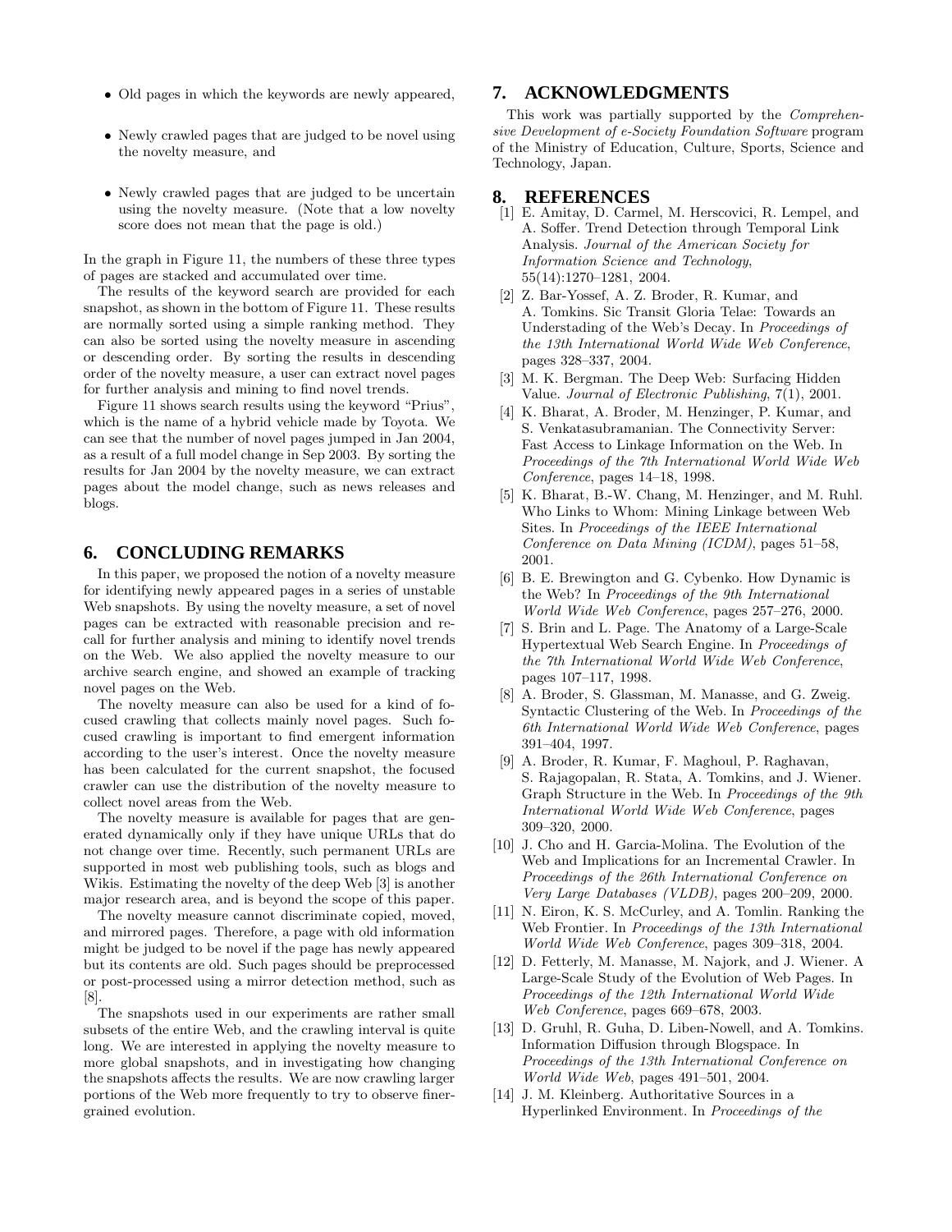- Old pages in which the keywords are newly appeared,
- Newly crawled pages that are judged to be novel using the novelty measure, and
- Newly crawled pages that are judged to be uncertain using the novelty measure. (Note that a low novelty score does not mean that the page is old.)

In the graph in Figure 11, the numbers of these three types of pages are stacked and accumulated over time.

The results of the keyword search are provided for each snapshot, as shown in the bottom of Figure 11. These results are normally sorted using a simple ranking method. They can also be sorted using the novelty measure in ascending or descending order. By sorting the results in descending order of the novelty measure, a user can extract novel pages for further analysis and mining to find novel trends.

Figure 11 shows search results using the keyword "Prius", which is the name of a hybrid vehicle made by Toyota. We can see that the number of novel pages jumped in Jan 2004, as a result of a full model change in Sep 2003. By sorting the results for Jan 2004 by the novelty measure, we can extract pages about the model change, such as news releases and blogs.

## 6. CONCLUDING REMARKS

In this paper, we proposed the notion of a novelty measure for identifying newly appeared pages in a series of unstable Web snapshots. By using the novelty measure, a set of novel pages can be extracted with reasonable precision and recall for further analysis and mining to identify novel trends on the Web. We also applied the novelty measure to our archive search engine, and showed an example of tracking novel pages on the Web.

The novelty measure can also be used for a kind of focused crawling that collects mainly novel pages. Such focused crawling is important to find emergent information according to the user's interest. Once the novelty measure has been calculated for the current snapshot, the focused crawler can use the distribution of the novelty measure to collect novel areas from the Web.

The novelty measure is available for pages that are generated dynamically only if they have unique URLs that do not change over time. Recently, such permanent URLs are supported in most web publishing tools, such as blogs and Wikis. Estimating the novelty of the deep Web [3] is another major research area, and is beyond the scope of this paper.

The novelty measure cannot discriminate copied, moved, and mirrored pages. Therefore, a page with old information might be judged to be novel if the page has newly appeared but its contents are old. Such pages should be preprocessed or post-processed using a mirror detection method, such as [8].

The snapshots used in our experiments are rather small subsets of the entire Web, and the crawling interval is quite long. We are interested in applying the novelty measure to more global snapshots, and in investigating how changing the snapshots affects the results. We are now crawling larger portions of the Web more frequently to try to observe finer-grained evolution.

## 7. ACKNOWLEDGMENTS

This work was partially supported by the *Comprehensive Development of e-Society Foundation Software* program of the Ministry of Education, Culture, Sports, Science and Technology, Japan.

## 8. REFERENCES

[1] E. Amitay, D. Carmel, M. Herscovici, R. Lempel, and A. Soffer. Trend Detection through Temporal Link Analysis. *Journal of the American Society for Information Science and Technology*, 55(14):1270–1281, 2004.

[2] Z. Bar-Yossef, A. Z. Broder, R. Kumar, and A. Tomkins. Sic Transit Gloria Telae: Towards an Understading of the Web's Decay. In *Proceedings of the 13th International World Wide Web Conference*, pages 328–337, 2004.

[3] M. K. Bergman. The Deep Web: Surfacing Hidden Value. *Journal of Electronic Publishing*, 7(1), 2001.

[4] K. Bharat, A. Broder, M. Henzinger, P. Kumar, and S. Venkatasubramanian. The Connectivity Server: Fast Access to Linkage Information on the Web. In *Proceedings of the 7th International World Wide Web Conference*, pages 14–18, 1998.

[5] K. Bharat, B.-W. Chang, M. Henzinger, and M. Ruhl. Who Links to Whom: Mining Linkage between Web Sites. In *Proceedings of the IEEE International Conference on Data Mining (ICDM)*, pages 51–58, 2001.

[6] B. E. Brewington and G. Cybenko. How Dynamic is the Web? In *Proceedings of the 9th International World Wide Web Conference*, pages 257–276, 2000.

[7] S. Brin and L. Page. The Anatomy of a Large-Scale Hypertextual Web Search Engine. In *Proceedings of the 7th International World Wide Web Conference*, pages 107–117, 1998.

[8] A. Broder, S. Glassman, M. Manasse, and G. Zweig. Syntactic Clustering of the Web. In *Proceedings of the 6th International World Wide Web Conference*, pages 391–404, 1997.

[9] A. Broder, R. Kumar, F. Maghoul, P. Raghavan, S. Rajagopalan, R. Stata, A. Tomkins, and J. Wiener. Graph Structure in the Web. In *Proceedings of the 9th International World Wide Web Conference*, pages 309–320, 2000.

[10] J. Cho and H. Garcia-Molina. The Evolution of the Web and Implications for an Incremental Crawler. In *Proceedings of the 26th International Conference on Very Large Databases (VLDB)*, pages 200–209, 2000.

[11] N. Eiron, K. S. McCurley, and A. Tomlin. Ranking the Web Frontier. In *Proceedings of the 13th International World Wide Web Conference*, pages 309–318, 2004.

[12] D. Fetterly, M. Manasse, M. Najork, and J. Wiener. A Large-Scale Study of the Evolution of Web Pages. In *Proceedings of the 12th International World Wide Web Conference*, pages 669–678, 2003.

[13] D. Gruhl, R. Guha, D. Liben-Nowell, and A. Tomkins. Information Diffusion through Blogspace. In *Proceedings of the 13th International Conference on World Wide Web*, pages 491–501, 2004.

[14] J. M. Kleinberg. Authoritative Sources in a Hyperlinked Environment. In *Proceedings of the*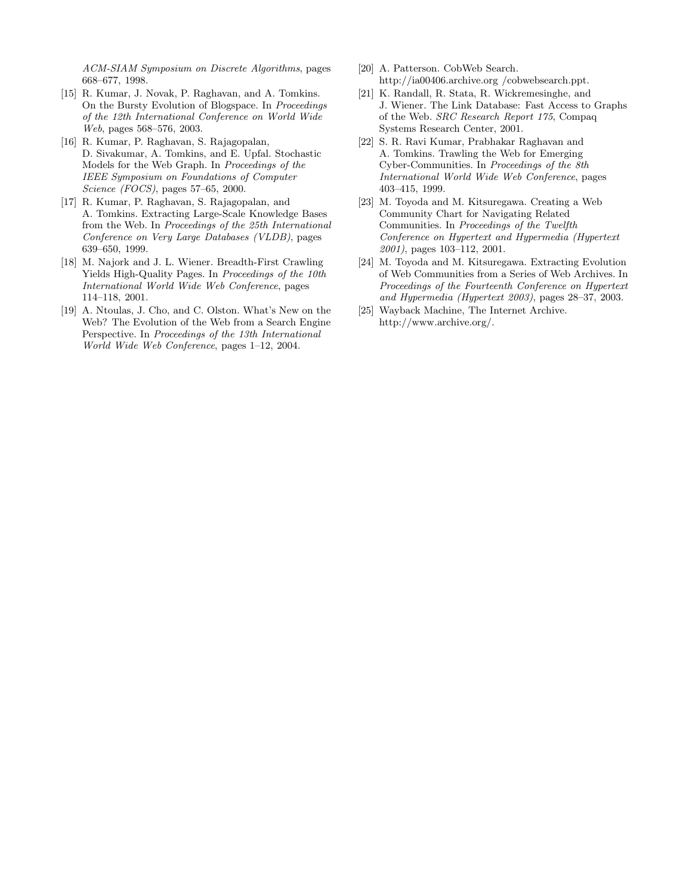*ACM-SIAM Symposium on Discrete Algorithms*, pages 668–677, 1998.

[15] R. Kumar, J. Novak, P. Raghavan, and A. Tomkins. On the Bursty Evolution of Blogspace. In *Proceedings of the 12th International Conference on World Wide Web*, pages 568–576, 2003.

[16] R. Kumar, P. Raghavan, S. Rajagopalan, D. Sivakumar, A. Tomkins, and E. Upfal. Stochastic Models for the Web Graph. In *Proceedings of the IEEE Symposium on Foundations of Computer Science (FOCS)*, pages 57–65, 2000.

[17] R. Kumar, P. Raghavan, S. Rajagopalan, and A. Tomkins. Extracting Large-Scale Knowledge Bases from the Web. In *Proceedings of the 25th International Conference on Very Large Databases (VLDB)*, pages 639–650, 1999.

[18] M. Najork and J. L. Wiener. Breadth-First Crawling Yields High-Quality Pages. In *Proceedings of the 10th International World Wide Web Conference*, pages 114–118, 2001.

[19] A. Ntoulas, J. Cho, and C. Olston. What's New on the Web? The Evolution of the Web from a Search Engine Perspective. In *Proceedings of the 13th International World Wide Web Conference*, pages 1–12, 2004.

[20] A. Patterson. CobWeb Search. http://ia00406.archive.org /cobwebsearch.ppt.

[21] K. Randall, R. Stata, R. Wickremesinghe, and J. Wiener. The Link Database: Fast Access to Graphs of the Web. *SRC Research Report 175*, Compaq Systems Research Center, 2001.

[22] S. R. Ravi Kumar, Prabhakar Raghavan and A. Tomkins. Trawling the Web for Emerging Cyber-Communities. In *Proceedings of the 8th International World Wide Web Conference*, pages 403–415, 1999.

[23] M. Toyoda and M. Kitsuregawa. Creating a Web Community Chart for Navigating Related Communities. In *Proceedings of the Twelfth Conference on Hypertext and Hypermedia (Hypertext 2001)*, pages 103–112, 2001.

[24] M. Toyoda and M. Kitsuregawa. Extracting Evolution of Web Communities from a Series of Web Archives. In *Proceedings of the Fourteenth Conference on Hypertext and Hypermedia (Hypertext 2003)*, pages 28–37, 2003.

[25] Wayback Machine, The Internet Archive. http://www.archive.org/.